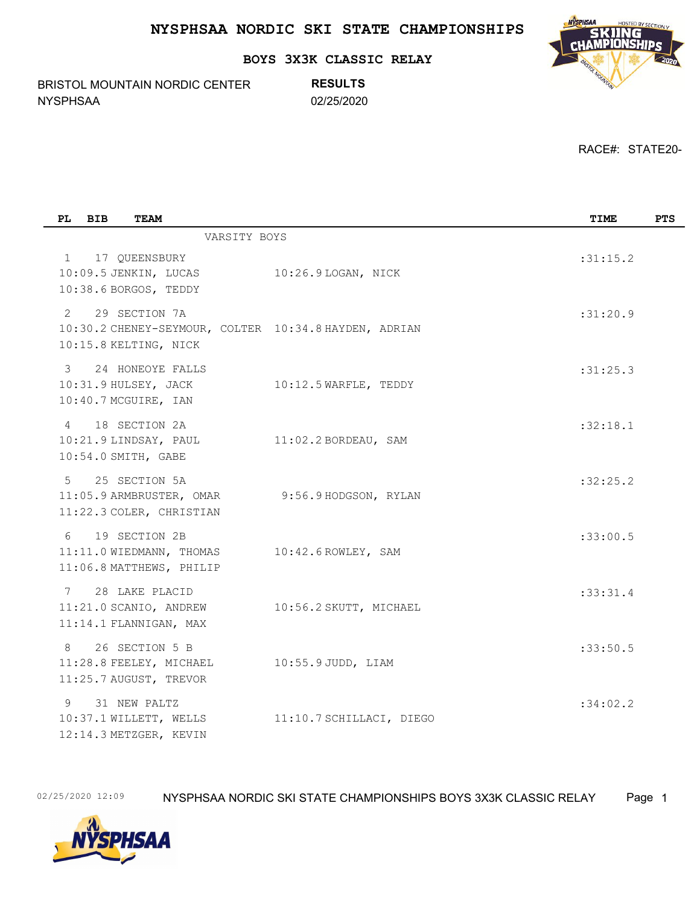# NYSPHSAA NORDIC SKI STATE CHAMPIONSHIPS

## BOYS 3X3K CLASSIC RELAY

BRISTOL MOUNTAIN NORDIC CENTER
NYSPHSAA

**RESULTS**
02/25/2020

RACE#: STATE20-

| PL | BIB | TEAM | | TIME | PTS |
|---|---|---|---|---|---|
| | | VARSITY BOYS | | | |
| 1 | 17 | QUEENSBURY | | :31:15.2 | |
| | | 10:09.5 JENKIN, LUCAS | 10:26.9 LOGAN, NICK | | |
| | | 10:38.6 BORGOS, TEDDY | | | |
| 2 | 29 | SECTION 7A | | :31:20.9 | |
| | | 10:30.2 CHENEY-SEYMOUR, COLTER | 10:34.8 HAYDEN, ADRIAN | | |
| | | 10:15.8 KELTING, NICK | | | |
| 3 | 24 | HONEOYE FALLS | | :31:25.3 | |
| | | 10:31.9 HULSEY, JACK | 10:12.5 WARFLE, TEDDY | | |
| | | 10:40.7 MCGUIRE, IAN | | | |
| 4 | 18 | SECTION 2A | | :32:18.1 | |
| | | 10:21.9 LINDSAY, PAUL | 11:02.2 BORDEAU, SAM | | |
| | | 10:54.0 SMITH, GABE | | | |
| 5 | 25 | SECTION 5A | | :32:25.2 | |
| | | 11:05.9 ARMBRUSTER, OMAR | 9:56.9 HODGSON, RYLAN | | |
| | | 11:22.3 COLER, CHRISTIAN | | | |
| 6 | 19 | SECTION 2B | | :33:00.5 | |
| | | 11:11.0 WIEDMANN, THOMAS | 10:42.6 ROWLEY, SAM | | |
| | | 11:06.8 MATTHEWS, PHILIP | | | |
| 7 | 28 | LAKE PLACID | | :33:31.4 | |
| | | 11:21.0 SCANIO, ANDREW | 10:56.2 SKUTT, MICHAEL | | |
| | | 11:14.1 FLANNIGAN, MAX | | | |
| 8 | 26 | SECTION 5 B | | :33:50.5 | |
| | | 11:28.8 FEELEY, MICHAEL | 10:55.9 JUDD, LIAM | | |
| | | 11:25.7 AUGUST, TREVOR | | | |
| 9 | 31 | NEW PALTZ | | :34:02.2 | |
| | | 10:37.1 WILLETT, WELLS | 11:10.7 SCHILLACI, DIEGO | | |
| | | 12:14.3 METZGER, KEVIN | | | |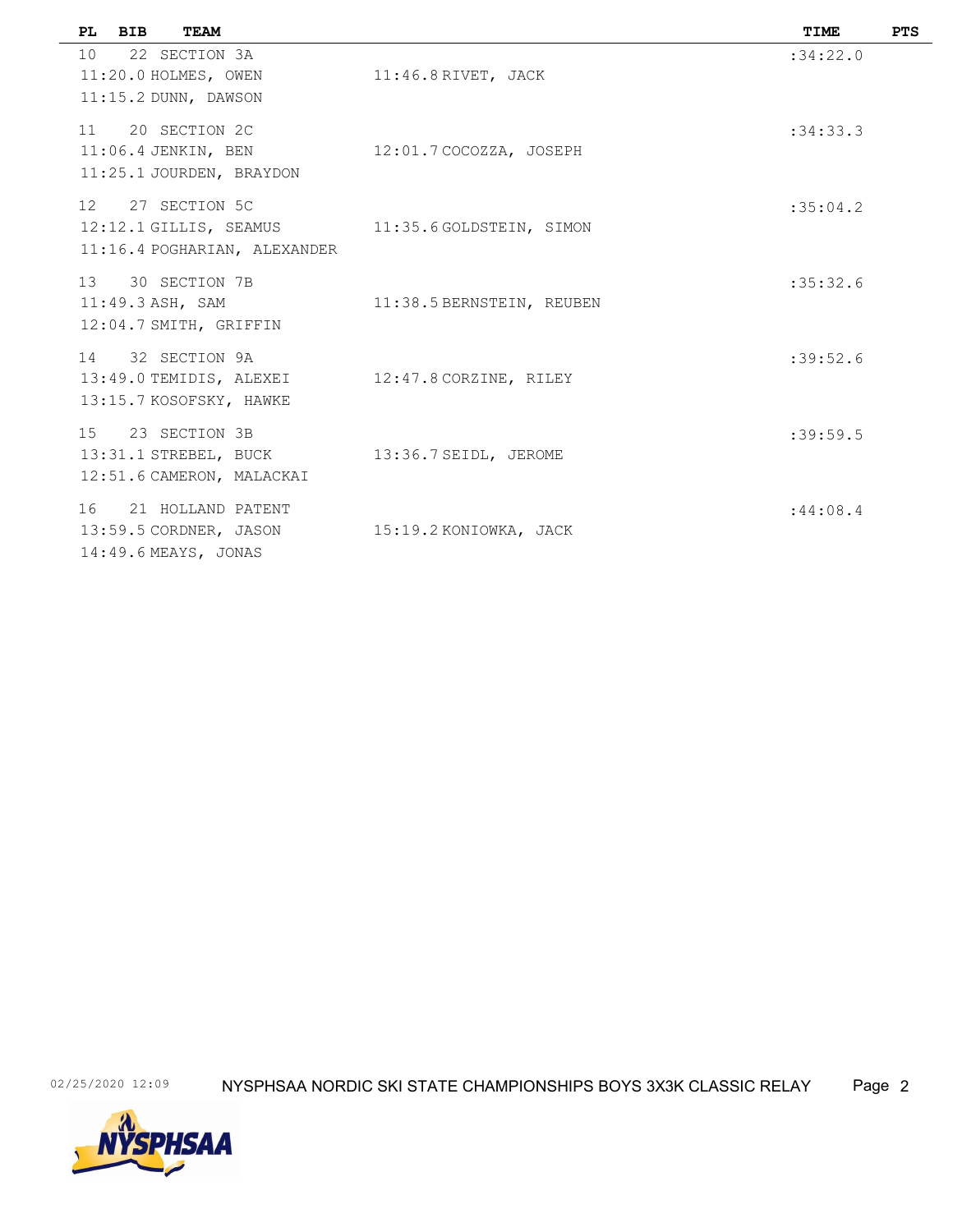| PL | BIB | TEAM | | TIME | PTS |
|---|---|---|---|---|---|
| 10 | 22 | SECTION 3A | | :34:22.0 | |
| | | 11:20.0 HOLMES, OWEN | 11:46.8 RIVET, JACK | | |
| | | 11:15.2 DUNN, DAWSON | | | |
| 11 | 20 | SECTION 2C | | :34:33.3 | |
| | | 11:06.4 JENKIN, BEN | 12:01.7 COCOZZA, JOSEPH | | |
| | | 11:25.1 JOURDEN, BRAYDON | | | |
| 12 | 27 | SECTION 5C | | :35:04.2 | |
| | | 12:12.1 GILLIS, SEAMUS | 11:35.6 GOLDSTEIN, SIMON | | |
| | | 11:16.4 POGHARIAN, ALEXANDER | | | |
| 13 | 30 | SECTION 7B | | :35:32.6 | |
| | | 11:49.3 ASH, SAM | 11:38.5 BERNSTEIN, REUBEN | | |
| | | 12:04.7 SMITH, GRIFFIN | | | |
| 14 | 32 | SECTION 9A | | :39:52.6 | |
| | | 13:49.0 TEMIDIS, ALEXEI | 12:47.8 CORZINE, RILEY | | |
| | | 13:15.7 KOSOFSKY, HAWKE | | | |
| 15 | 23 | SECTION 3B | | :39:59.5 | |
| | | 13:31.1 STREBEL, BUCK | 13:36.7 SEIDL, JEROME | | |
| | | 12:51.6 CAMERON, MALACKAI | | | |
| 16 | 21 | HOLLAND PATENT | | :44:08.4 | |
| | | 13:59.5 CORDNER, JASON | 15:19.2 KONIOWKA, JACK | | |
| | | 14:49.6 MEAYS, JONAS | | | |

02/25/2020 12:09 NYSPHSAA NORDIC SKI STATE CHAMPIONSHIPS BOYS 3X3K CLASSIC RELAY